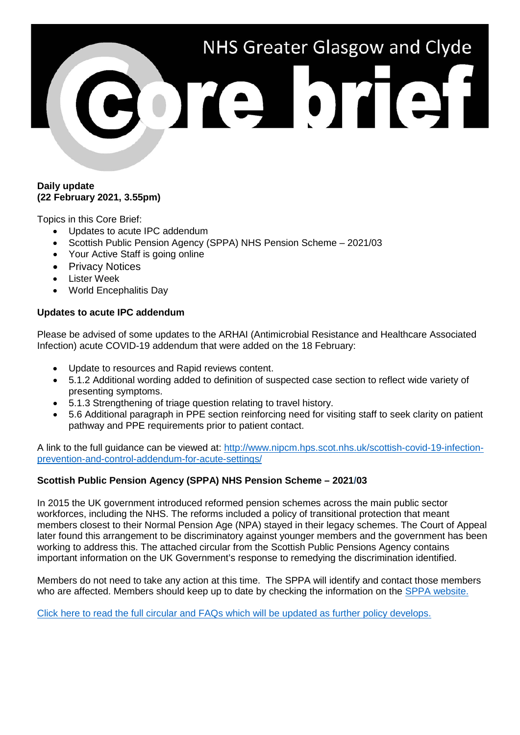# NHS Greater Glasgow and Clyde Core brief

**Daily update**
**(22 February 2021, 3.55pm)**

Topics in this Core Brief:

- Updates to acute IPC addendum
- Scottish Public Pension Agency (SPPA) NHS Pension Scheme – 2021/03
- Your Active Staff is going online
- Privacy Notices
- Lister Week
- World Encephalitis Day

## Updates to acute IPC addendum

Please be advised of some updates to the ARHAI (Antimicrobial Resistance and Healthcare Associated Infection) acute COVID-19 addendum that were added on the 18 February:

- Update to resources and Rapid reviews content.
- 5.1.2 Additional wording added to definition of suspected case section to reflect wide variety of presenting symptoms.
- 5.1.3 Strengthening of triage question relating to travel history.
- 5.6 Additional paragraph in PPE section reinforcing need for visiting staff to seek clarity on patient pathway and PPE requirements prior to patient contact.

A link to the full guidance can be viewed at: [http://www.nipcm.hps.scot.nhs.uk/scottish-covid-19-infection-prevention-and-control-addendum-for-acute-settings/](http://www.nipcm.hps.scot.nhs.uk/scottish-covid-19-infection-prevention-and-control-addendum-for-acute-settings/)

## Scottish Public Pension Agency (SPPA) NHS Pension Scheme – 2021/03

In 2015 the UK government introduced reformed pension schemes across the main public sector workforces, including the NHS. The reforms included a policy of transitional protection that meant members closest to their Normal Pension Age (NPA) stayed in their legacy schemes. The Court of Appeal later found this arrangement to be discriminatory against younger members and the government has been working to address this. The attached circular from the Scottish Public Pensions Agency contains important information on the UK Government's response to remedying the discrimination identified.

Members do not need to take any action at this time. The SPPA will identify and contact those members who are affected. Members should keep up to date by checking the information on the SPPA website.

Click here to read the full circular and FAQs which will be updated as further policy develops.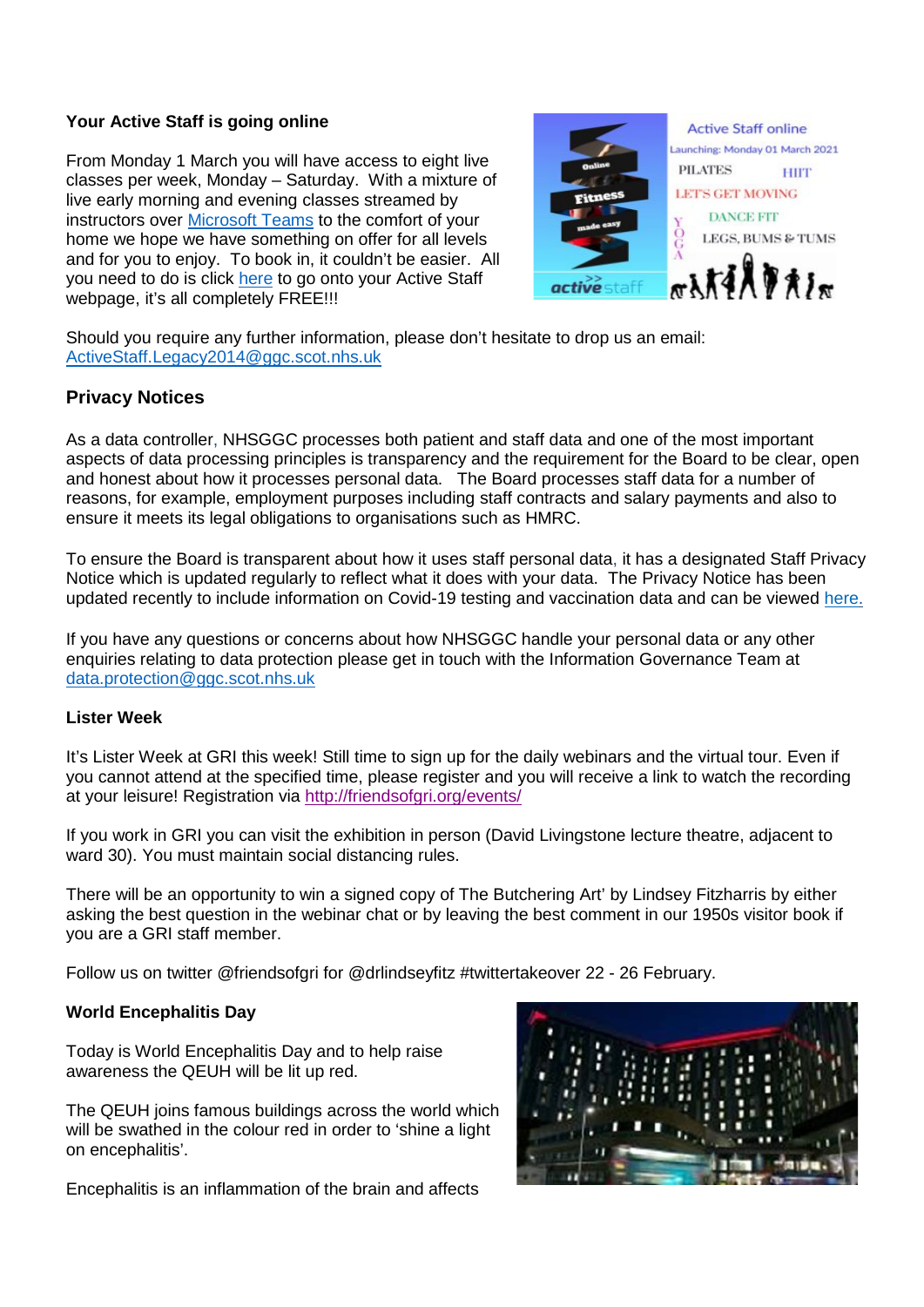**Your Active Staff is going online**

From Monday 1 March you will have access to eight live classes per week, Monday – Saturday. With a mixture of live early morning and evening classes streamed by instructors over Microsoft Teams to the comfort of your home we hope we have something on offer for all levels and for you to enjoy. To book in, it couldn't be easier. All you need to do is click here to go onto your Active Staff webpage, it's all completely FREE!!!

Should you require any further information, please don't hesitate to drop us an email: ActiveStaff.Legacy2014@ggc.scot.nhs.uk

## Privacy Notices

As a data controller, NHSGGC processes both patient and staff data and one of the most important aspects of data processing principles is transparency and the requirement for the Board to be clear, open and honest about how it processes personal data. The Board processes staff data for a number of reasons, for example, employment purposes including staff contracts and salary payments and also to ensure it meets its legal obligations to organisations such as HMRC.

To ensure the Board is transparent about how it uses staff personal data, it has a designated Staff Privacy Notice which is updated regularly to reflect what it does with your data. The Privacy Notice has been updated recently to include information on Covid-19 testing and vaccination data and can be viewed here.

If you have any questions or concerns about how NHSGGC handle your personal data or any other enquiries relating to data protection please get in touch with the Information Governance Team at data.protection@ggc.scot.nhs.uk

**Lister Week**

It's Lister Week at GRI this week! Still time to sign up for the daily webinars and the virtual tour. Even if you cannot attend at the specified time, please register and you will receive a link to watch the recording at your leisure! Registration via http://friendsofgri.org/events/

If you work in GRI you can visit the exhibition in person (David Livingstone lecture theatre, adjacent to ward 30). You must maintain social distancing rules.

There will be an opportunity to win a signed copy of The Butchering Art' by Lindsey Fitzharris by either asking the best question in the webinar chat or by leaving the best comment in our 1950s visitor book if you are a GRI staff member.

Follow us on twitter @friendsofgri for @drlindseyfitz #twittertakeover 22 - 26 February.

**World Encephalitis Day**

Today is World Encephalitis Day and to help raise awareness the QEUH will be lit up red.

The QEUH joins famous buildings across the world which will be swathed in the colour red in order to 'shine a light on encephalitis'.

Encephalitis is an inflammation of the brain and affects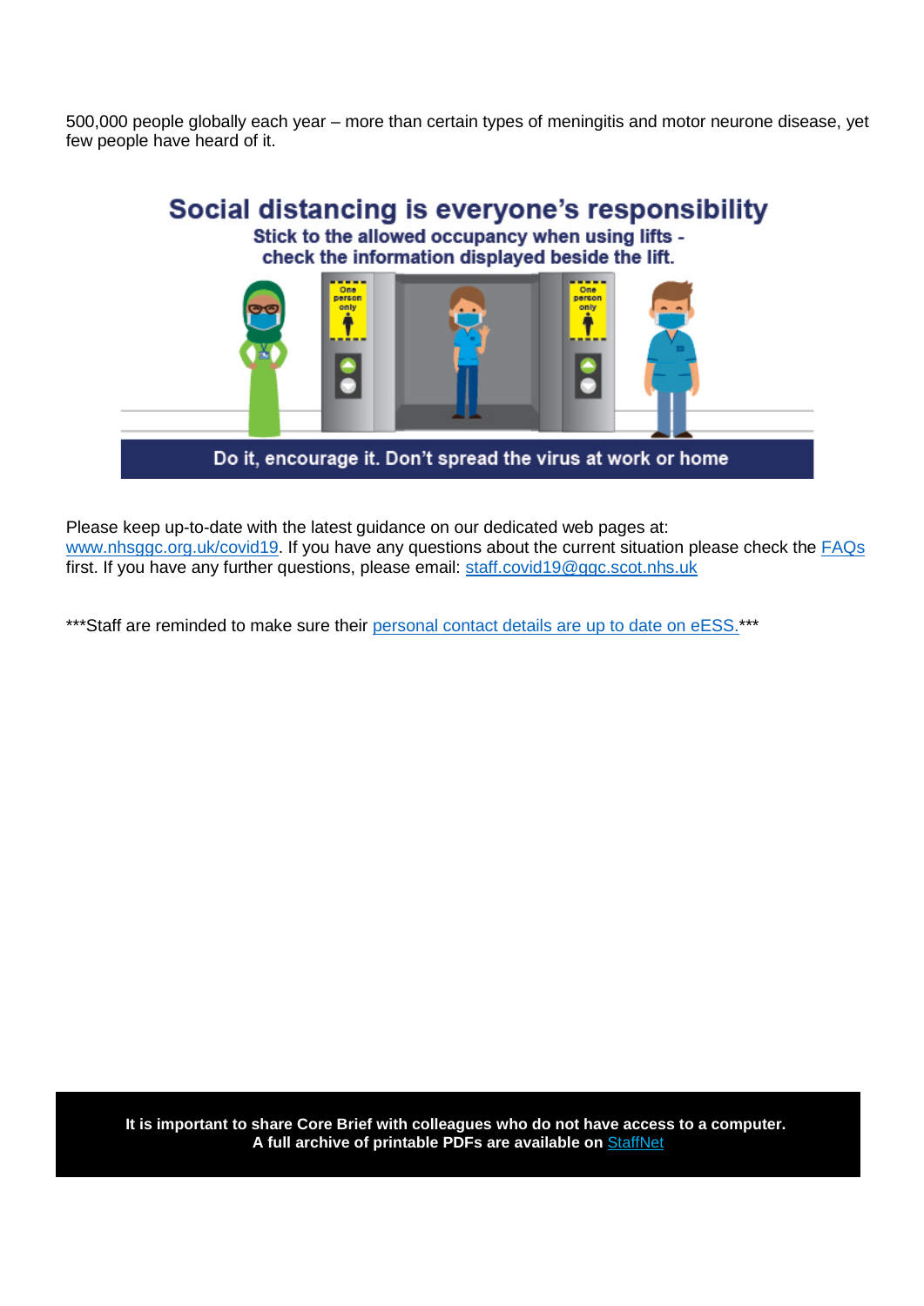500,000 people globally each year – more than certain types of meningitis and motor neurone disease, yet few people have heard of it.

Social distancing is everyone's responsibility

Stick to the allowed occupancy when using lifts - check the information displayed beside the lift.

One person only

One person only

Do it, encourage it. Don't spread the virus at work or home

Please keep up-to-date with the latest guidance on our dedicated web pages at: www.nhsggc.org.uk/covid19. If you have any questions about the current situation please check the FAQs first. If you have any further questions, please email: staff.covid19@ggc.scot.nhs.uk

***Staff are reminded to make sure their personal contact details are up to date on eESS.***

**It is important to share Core Brief with colleagues who do not have access to a computer.**
**A full archive of printable PDFs are available on StaffNet**